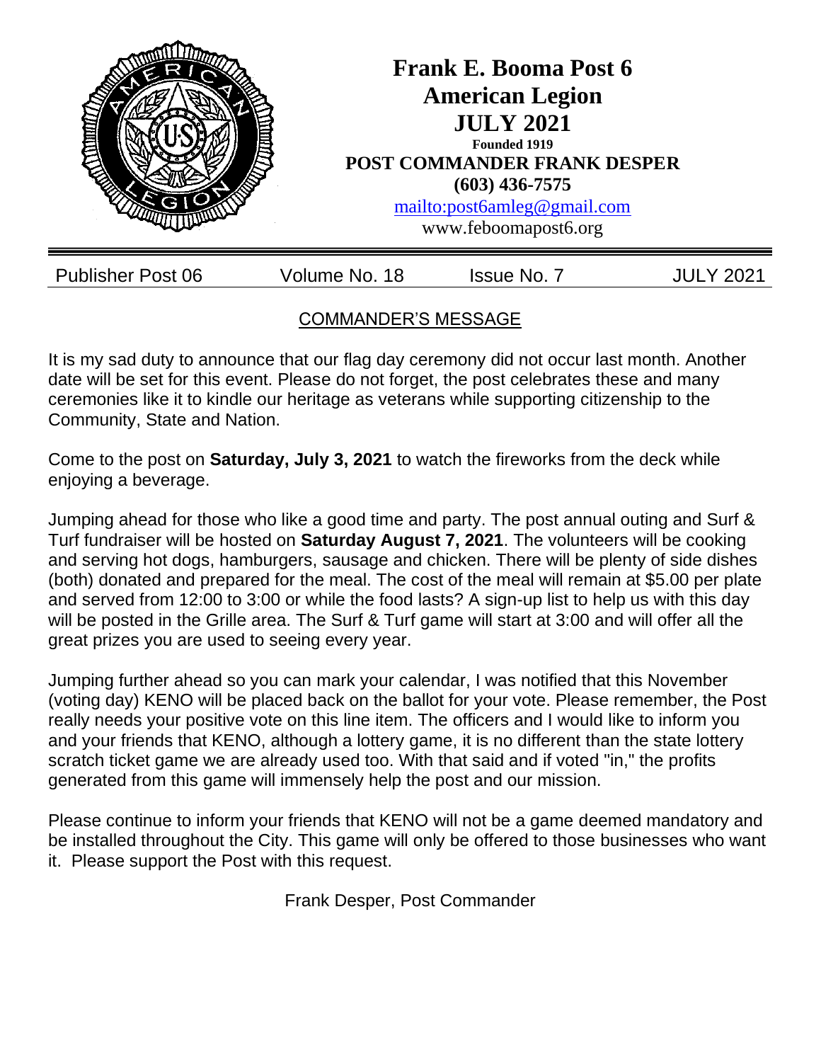# Frank E. Booma Post 6
# American Legion
# JULY 2021

**Founded 1919**

**POST COMMANDER FRANK DESPER**

**(603) 436-7575**

mailto:post6amleg@gmail.com

www.feboomapost6.org

| Publisher Post 06 | Volume No. 18 | Issue No. 7 | JULY 2021 |
|---|---|---|---|

## COMMANDER'S MESSAGE

It is my sad duty to announce that our flag day ceremony did not occur last month. Another date will be set for this event. Please do not forget, the post celebrates these and many ceremonies like it to kindle our heritage as veterans while supporting citizenship to the Community, State and Nation.

Come to the post on **Saturday, July 3, 2021** to watch the fireworks from the deck while enjoying a beverage.

Jumping ahead for those who like a good time and party. The post annual outing and Surf & Turf fundraiser will be hosted on **Saturday August 7, 2021**. The volunteers will be cooking and serving hot dogs, hamburgers, sausage and chicken. There will be plenty of side dishes (both) donated and prepared for the meal. The cost of the meal will remain at $5.00 per plate and served from 12:00 to 3:00 or while the food lasts? A sign-up list to help us with this day will be posted in the Grille area. The Surf & Turf game will start at 3:00 and will offer all the great prizes you are used to seeing every year.

Jumping further ahead so you can mark your calendar, I was notified that this November (voting day) KENO will be placed back on the ballot for your vote. Please remember, the Post really needs your positive vote on this line item. The officers and I would like to inform you and your friends that KENO, although a lottery game, it is no different than the state lottery scratch ticket game we are already used too. With that said and if voted "in," the profits generated from this game will immensely help the post and our mission.

Please continue to inform your friends that KENO will not be a game deemed mandatory and be installed throughout the City. This game will only be offered to those businesses who want it. Please support the Post with this request.

Frank Desper, Post Commander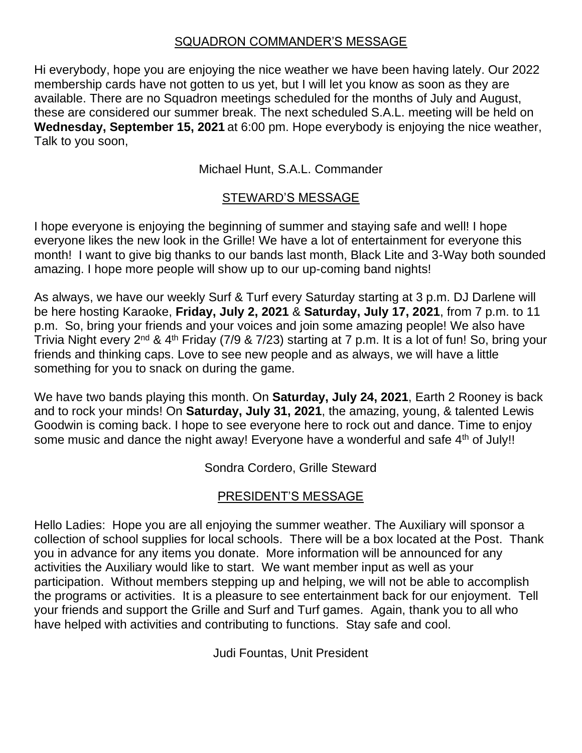## SQUADRON COMMANDER'S MESSAGE

Hi everybody, hope you are enjoying the nice weather we have been having lately. Our 2022 membership cards have not gotten to us yet, but I will let you know as soon as they are available. There are no Squadron meetings scheduled for the months of July and August, these are considered our summer break. The next scheduled S.A.L. meeting will be held on **Wednesday, September 15, 2021** at 6:00 pm. Hope everybody is enjoying the nice weather, Talk to you soon,

Michael Hunt, S.A.L. Commander

## STEWARD'S MESSAGE

I hope everyone is enjoying the beginning of summer and staying safe and well! I hope everyone likes the new look in the Grille! We have a lot of entertainment for everyone this month! I want to give big thanks to our bands last month, Black Lite and 3-Way both sounded amazing. I hope more people will show up to our up-coming band nights!

As always, we have our weekly Surf & Turf every Saturday starting at 3 p.m. DJ Darlene will be here hosting Karaoke, **Friday, July 2, 2021** & **Saturday, July 17, 2021**, from 7 p.m. to 11 p.m. So, bring your friends and your voices and join some amazing people! We also have Trivia Night every 2nd & 4th Friday (7/9 & 7/23) starting at 7 p.m. It is a lot of fun! So, bring your friends and thinking caps. Love to see new people and as always, we will have a little something for you to snack on during the game.

We have two bands playing this month. On **Saturday, July 24, 2021**, Earth 2 Rooney is back and to rock your minds! On **Saturday, July 31, 2021**, the amazing, young, & talented Lewis Goodwin is coming back. I hope to see everyone here to rock out and dance. Time to enjoy some music and dance the night away! Everyone have a wonderful and safe 4th of July!!

Sondra Cordero, Grille Steward

## PRESIDENT'S MESSAGE

Hello Ladies: Hope you are all enjoying the summer weather. The Auxiliary will sponsor a collection of school supplies for local schools. There will be a box located at the Post. Thank you in advance for any items you donate. More information will be announced for any activities the Auxiliary would like to start. We want member input as well as your participation. Without members stepping up and helping, we will not be able to accomplish the programs or activities. It is a pleasure to see entertainment back for our enjoyment. Tell your friends and support the Grille and Surf and Turf games. Again, thank you to all who have helped with activities and contributing to functions. Stay safe and cool.

Judi Fountas, Unit President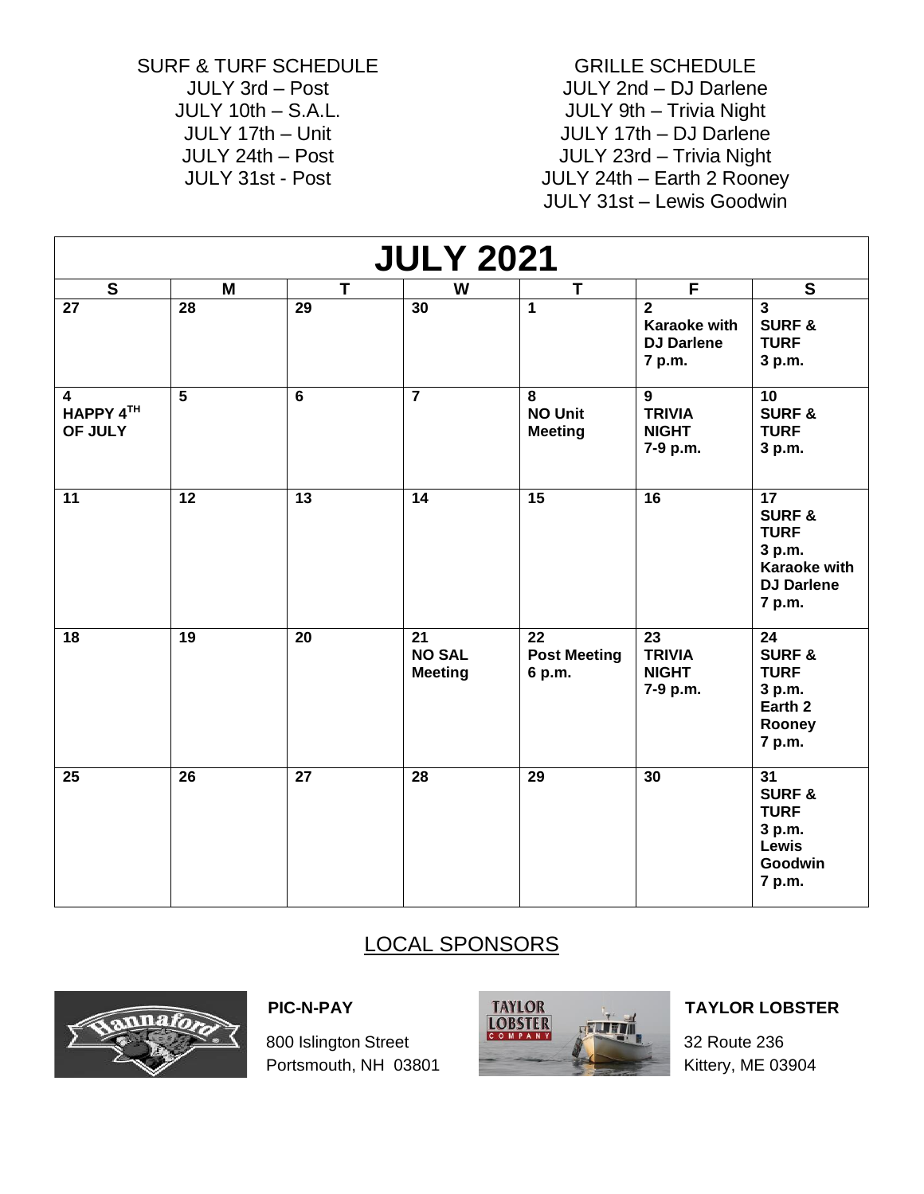SURF & TURF SCHEDULE
JULY 3rd – Post
JULY 10th – S.A.L.
JULY 17th – Unit
JULY 24th – Post
JULY 31st - Post

GRILLE SCHEDULE
JULY 2nd – DJ Darlene
JULY 9th – Trivia Night
JULY 17th – DJ Darlene
JULY 23rd – Trivia Night
JULY 24th – Earth 2 Rooney
JULY 31st – Lewis Goodwin

# JULY 2021

| S | M | T | W | T | F | S |
|---|---|---|---|---|---|---|
| **27** | **28** | **29** | **30** | **1** | **2** **Karaoke with DJ Darlene 7 p.m.** | **3** **SURF & TURF 3 p.m.** |
| **4** **HAPPY 4TH OF JULY** | **5** | **6** | **7** | **8** **NO Unit Meeting** | **9** **TRIVIA NIGHT 7-9 p.m.** | **10** **SURF & TURF 3 p.m.** |
| **11** | **12** | **13** | **14** | **15** | **16** | **17** **SURF & TURF 3 p.m. Karaoke with DJ Darlene 7 p.m.** |
| **18** | **19** | **20** | **21** **NO SAL Meeting** | **22** **Post Meeting 6 p.m.** | **23** **TRIVIA NIGHT 7-9 p.m.** | **24** **SURF & TURF 3 p.m. Earth 2 Rooney 7 p.m.** |
| **25** | **26** | **27** | **28** | **29** | **30** | **31** **SURF & TURF 3 p.m. Lewis Goodwin 7 p.m.** |

## LOCAL SPONSORS

**PIC-N-PAY**
800 Islington Street
Portsmouth, NH 03801

**TAYLOR LOBSTER**
32 Route 236
Kittery, ME 03904